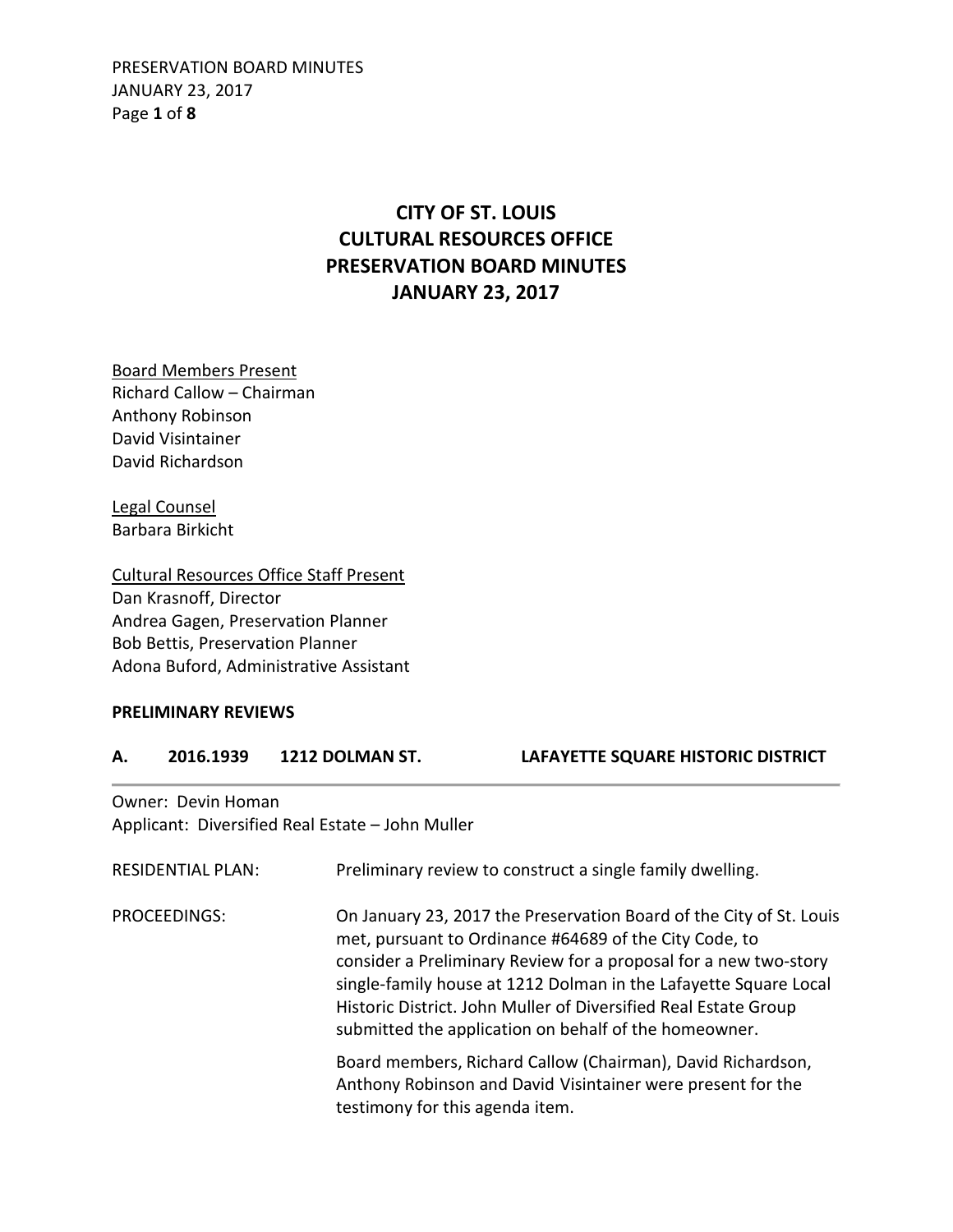# CITY OF ST. LOUIS
# CULTURAL RESOURCES OFFICE
# PRESERVATION BOARD MINUTES
# JANUARY 23, 2017

Board Members Present
Richard Callow – Chairman
Anthony Robinson
David Visintainer
David Richardson

Legal Counsel
Barbara Birkicht

Cultural Resources Office Staff Present
Dan Krasnoff, Director
Andrea Gagen, Preservation Planner
Bob Bettis, Preservation Planner
Adona Buford, Administrative Assistant

**PRELIMINARY REVIEWS**

## A. 2016.1939 1212 DOLMAN ST. LAFAYETTE SQUARE HISTORIC DISTRICT

Owner: Devin Homan
Applicant: Diversified Real Estate – John Muller

RESIDENTIAL PLAN: Preliminary review to construct a single family dwelling.

PROCEEDINGS: On January 23, 2017 the Preservation Board of the City of St. Louis met, pursuant to Ordinance #64689 of the City Code, to consider a Preliminary Review for a proposal for a new two-story single-family house at 1212 Dolman in the Lafayette Square Local Historic District. John Muller of Diversified Real Estate Group submitted the application on behalf of the homeowner.

Board members, Richard Callow (Chairman), David Richardson, Anthony Robinson and David Visintainer were present for the testimony for this agenda item.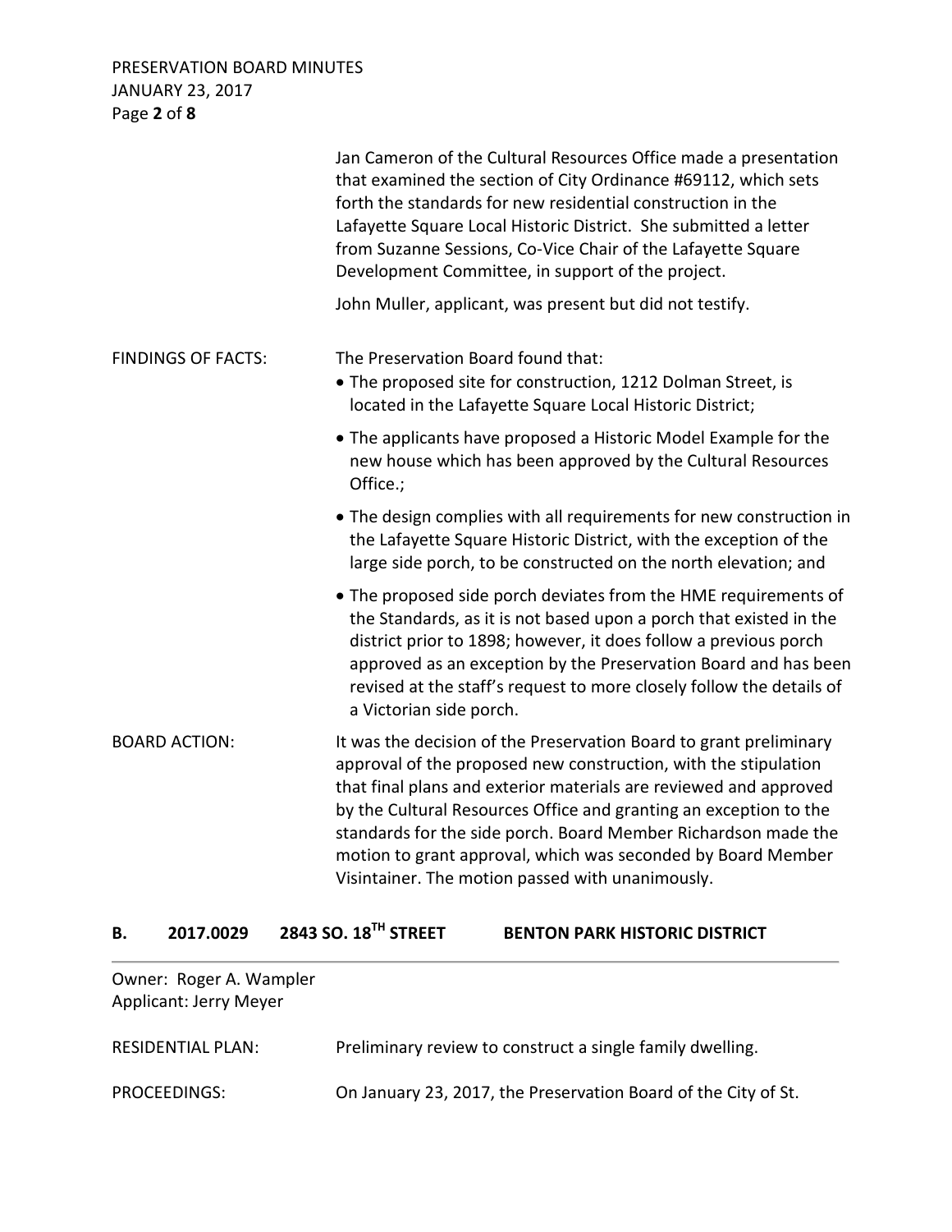Jan Cameron of the Cultural Resources Office made a presentation that examined the section of City Ordinance #69112, which sets forth the standards for new residential construction in the Lafayette Square Local Historic District. She submitted a letter from Suzanne Sessions, Co-Vice Chair of the Lafayette Square Development Committee, in support of the project.

John Muller, applicant, was present but did not testify.

FINDINGS OF FACTS: The Preservation Board found that:

- The proposed site for construction, 1212 Dolman Street, is located in the Lafayette Square Local Historic District;
- The applicants have proposed a Historic Model Example for the new house which has been approved by the Cultural Resources Office.;
- The design complies with all requirements for new construction in the Lafayette Square Historic District, with the exception of the large side porch, to be constructed on the north elevation; and
- The proposed side porch deviates from the HME requirements of the Standards, as it is not based upon a porch that existed in the district prior to 1898; however, it does follow a previous porch approved as an exception by the Preservation Board and has been revised at the staff's request to more closely follow the details of a Victorian side porch.

BOARD ACTION: It was the decision of the Preservation Board to grant preliminary approval of the proposed new construction, with the stipulation that final plans and exterior materials are reviewed and approved by the Cultural Resources Office and granting an exception to the standards for the side porch. Board Member Richardson made the motion to grant approval, which was seconded by Board Member Visintainer. The motion passed with unanimously.

## B. 2017.0029 2843 SO. 18TH STREET BENTON PARK HISTORIC DISTRICT

Owner: Roger A. Wampler
Applicant: Jerry Meyer

RESIDENTIAL PLAN: Preliminary review to construct a single family dwelling.

PROCEEDINGS: On January 23, 2017, the Preservation Board of the City of St.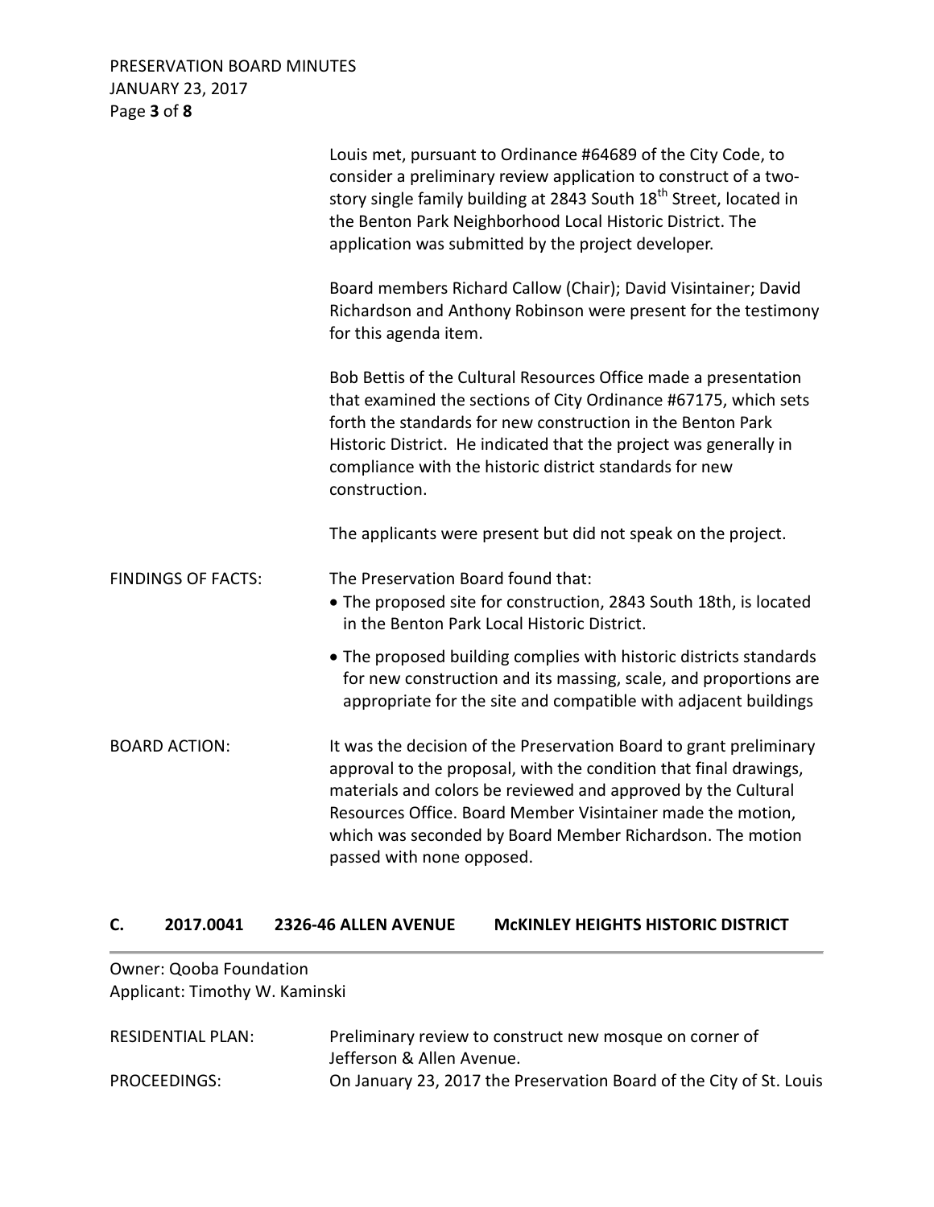Louis met, pursuant to Ordinance #64689 of the City Code, to consider a preliminary review application to construct of a two-story single family building at 2843 South 18th Street, located in the Benton Park Neighborhood Local Historic District. The application was submitted by the project developer.

Board members Richard Callow (Chair); David Visintainer; David Richardson and Anthony Robinson were present for the testimony for this agenda item.

Bob Bettis of the Cultural Resources Office made a presentation that examined the sections of City Ordinance #67175, which sets forth the standards for new construction in the Benton Park Historic District. He indicated that the project was generally in compliance with the historic district standards for new construction.

The applicants were present but did not speak on the project.

FINDINGS OF FACTS: The Preservation Board found that:

- The proposed site for construction, 2843 South 18th, is located in the Benton Park Local Historic District.
- The proposed building complies with historic districts standards for new construction and its massing, scale, and proportions are appropriate for the site and compatible with adjacent buildings

BOARD ACTION: It was the decision of the Preservation Board to grant preliminary approval to the proposal, with the condition that final drawings, materials and colors be reviewed and approved by the Cultural Resources Office. Board Member Visintainer made the motion, which was seconded by Board Member Richardson. The motion passed with none opposed.

## C. 2017.0041 2326-46 ALLEN AVENUE McKINLEY HEIGHTS HISTORIC DISTRICT

Owner: Qooba Foundation
Applicant: Timothy W. Kaminski

RESIDENTIAL PLAN: Preliminary review to construct new mosque on corner of Jefferson & Allen Avenue.

PROCEEDINGS: On January 23, 2017 the Preservation Board of the City of St. Louis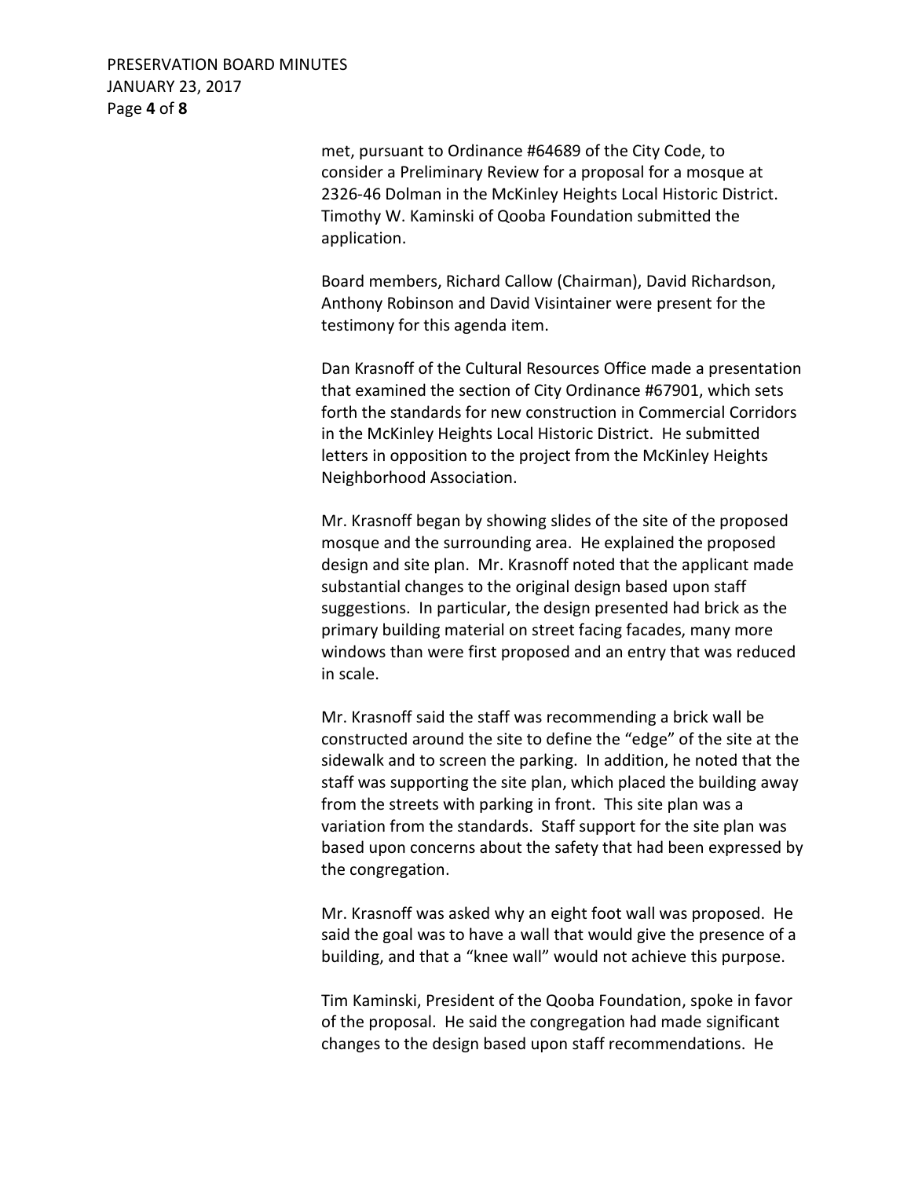met, pursuant to Ordinance #64689 of the City Code, to consider a Preliminary Review for a proposal for a mosque at 2326-46 Dolman in the McKinley Heights Local Historic District. Timothy W. Kaminski of Qooba Foundation submitted the application.

Board members, Richard Callow (Chairman), David Richardson, Anthony Robinson and David Visintainer were present for the testimony for this agenda item.

Dan Krasnoff of the Cultural Resources Office made a presentation that examined the section of City Ordinance #67901, which sets forth the standards for new construction in Commercial Corridors in the McKinley Heights Local Historic District. He submitted letters in opposition to the project from the McKinley Heights Neighborhood Association.

Mr. Krasnoff began by showing slides of the site of the proposed mosque and the surrounding area. He explained the proposed design and site plan. Mr. Krasnoff noted that the applicant made substantial changes to the original design based upon staff suggestions. In particular, the design presented had brick as the primary building material on street facing facades, many more windows than were first proposed and an entry that was reduced in scale.

Mr. Krasnoff said the staff was recommending a brick wall be constructed around the site to define the "edge" of the site at the sidewalk and to screen the parking. In addition, he noted that the staff was supporting the site plan, which placed the building away from the streets with parking in front. This site plan was a variation from the standards. Staff support for the site plan was based upon concerns about the safety that had been expressed by the congregation.

Mr. Krasnoff was asked why an eight foot wall was proposed. He said the goal was to have a wall that would give the presence of a building, and that a "knee wall" would not achieve this purpose.

Tim Kaminski, President of the Qooba Foundation, spoke in favor of the proposal. He said the congregation had made significant changes to the design based upon staff recommendations. He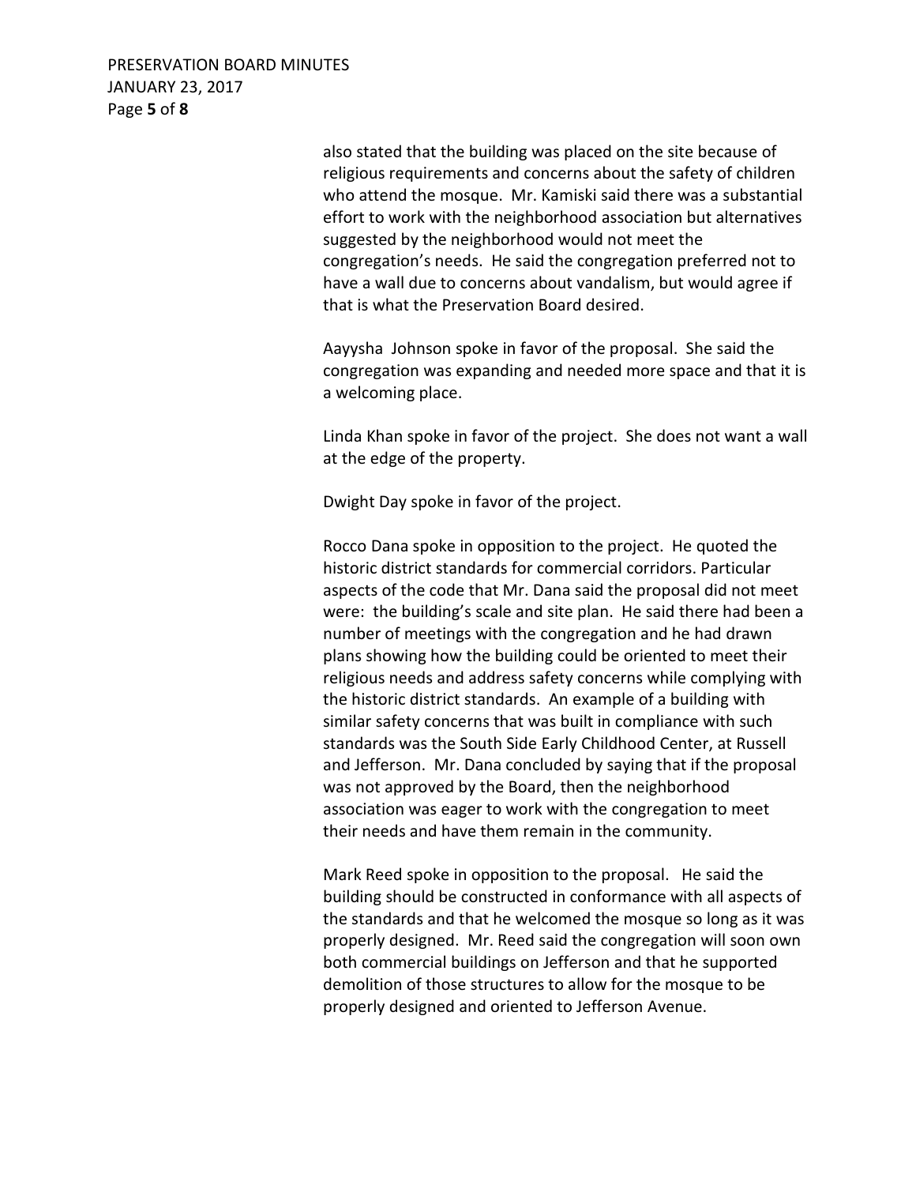also stated that the building was placed on the site because of religious requirements and concerns about the safety of children who attend the mosque. Mr. Kamiski said there was a substantial effort to work with the neighborhood association but alternatives suggested by the neighborhood would not meet the congregation's needs. He said the congregation preferred not to have a wall due to concerns about vandalism, but would agree if that is what the Preservation Board desired.

Aayysha Johnson spoke in favor of the proposal. She said the congregation was expanding and needed more space and that it is a welcoming place.

Linda Khan spoke in favor of the project. She does not want a wall at the edge of the property.

Dwight Day spoke in favor of the project.

Rocco Dana spoke in opposition to the project. He quoted the historic district standards for commercial corridors. Particular aspects of the code that Mr. Dana said the proposal did not meet were: the building's scale and site plan. He said there had been a number of meetings with the congregation and he had drawn plans showing how the building could be oriented to meet their religious needs and address safety concerns while complying with the historic district standards. An example of a building with similar safety concerns that was built in compliance with such standards was the South Side Early Childhood Center, at Russell and Jefferson. Mr. Dana concluded by saying that if the proposal was not approved by the Board, then the neighborhood association was eager to work with the congregation to meet their needs and have them remain in the community.

Mark Reed spoke in opposition to the proposal. He said the building should be constructed in conformance with all aspects of the standards and that he welcomed the mosque so long as it was properly designed. Mr. Reed said the congregation will soon own both commercial buildings on Jefferson and that he supported demolition of those structures to allow for the mosque to be properly designed and oriented to Jefferson Avenue.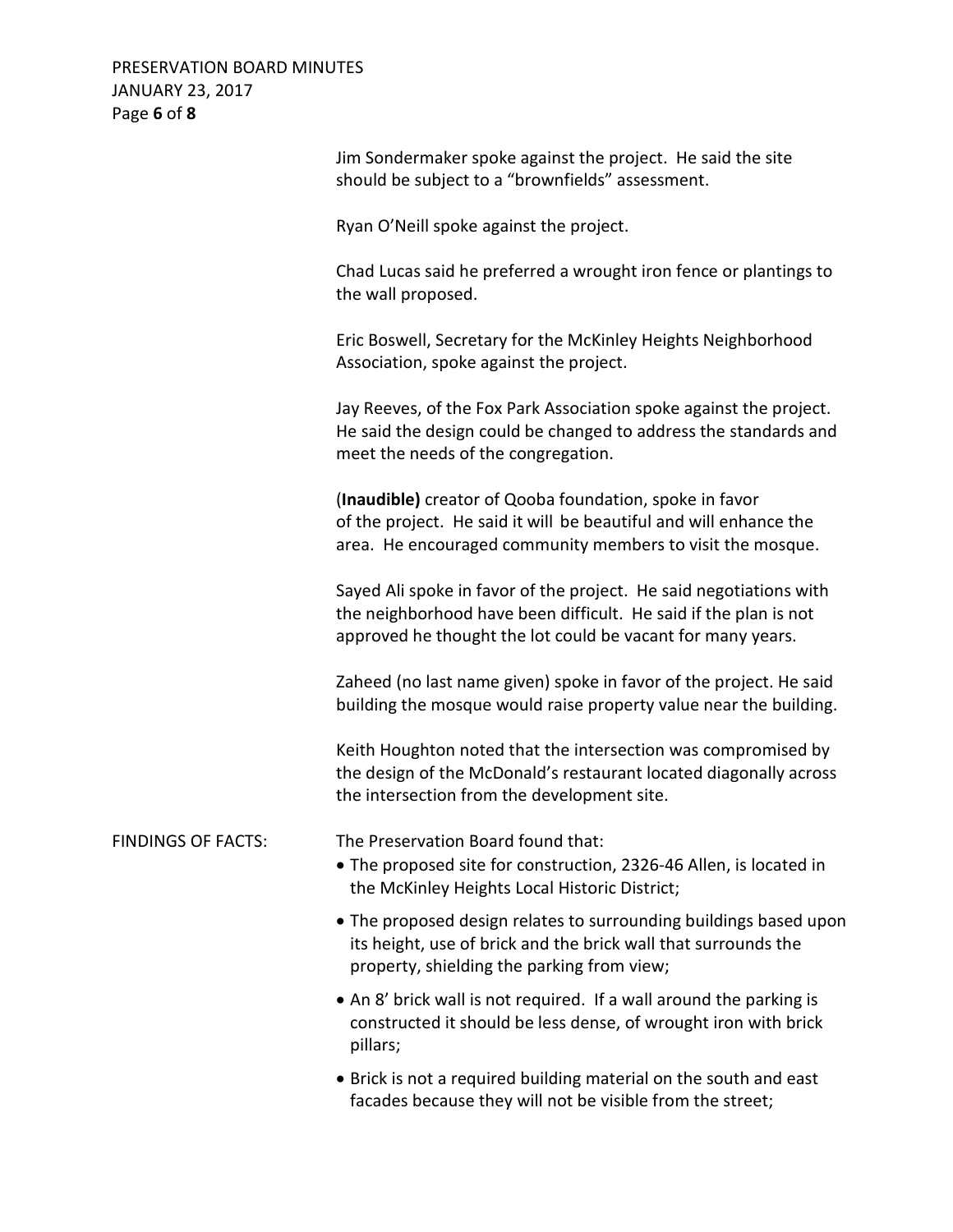Jim Sondermaker spoke against the project. He said the site should be subject to a "brownfields" assessment.

Ryan O'Neill spoke against the project.

Chad Lucas said he preferred a wrought iron fence or plantings to the wall proposed.

Eric Boswell, Secretary for the McKinley Heights Neighborhood Association, spoke against the project.

Jay Reeves, of the Fox Park Association spoke against the project. He said the design could be changed to address the standards and meet the needs of the congregation.

(**Inaudible)** creator of Qooba foundation, spoke in favor of the project. He said it will be beautiful and will enhance the area. He encouraged community members to visit the mosque.

Sayed Ali spoke in favor of the project. He said negotiations with the neighborhood have been difficult. He said if the plan is not approved he thought the lot could be vacant for many years.

Zaheed (no last name given) spoke in favor of the project. He said building the mosque would raise property value near the building.

Keith Houghton noted that the intersection was compromised by the design of the McDonald's restaurant located diagonally across the intersection from the development site.

FINDINGS OF FACTS:

The Preservation Board found that:

- The proposed site for construction, 2326-46 Allen, is located in the McKinley Heights Local Historic District;
- The proposed design relates to surrounding buildings based upon its height, use of brick and the brick wall that surrounds the property, shielding the parking from view;
- An 8' brick wall is not required. If a wall around the parking is constructed it should be less dense, of wrought iron with brick pillars;
- Brick is not a required building material on the south and east facades because they will not be visible from the street;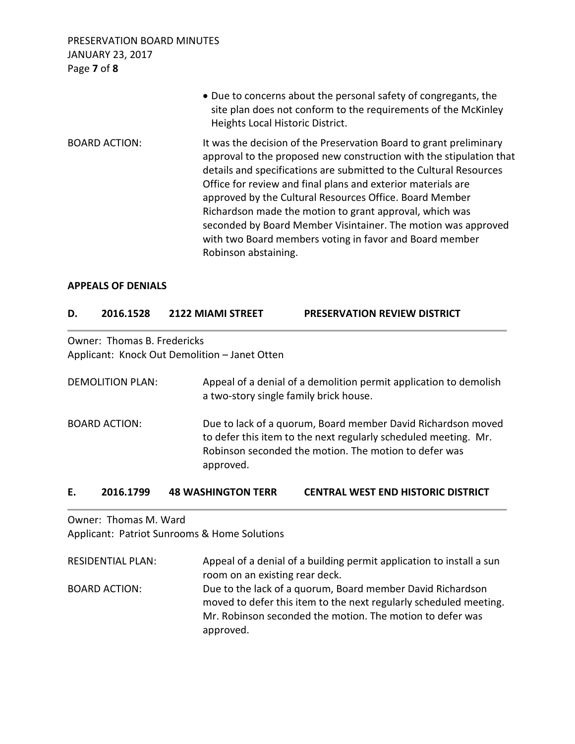- Due to concerns about the personal safety of congregants, the site plan does not conform to the requirements of the McKinley Heights Local Historic District.

BOARD ACTION: It was the decision of the Preservation Board to grant preliminary approval to the proposed new construction with the stipulation that details and specifications are submitted to the Cultural Resources Office for review and final plans and exterior materials are approved by the Cultural Resources Office. Board Member Richardson made the motion to grant approval, which was seconded by Board Member Visintainer. The motion was approved with two Board members voting in favor and Board member Robinson abstaining.

## APPEALS OF DENIALS

### D. 2016.1528 2122 MIAMI STREET PRESERVATION REVIEW DISTRICT

Owner: Thomas B. Fredericks
Applicant: Knock Out Demolition – Janet Otten

DEMOLITION PLAN: Appeal of a denial of a demolition permit application to demolish a two-story single family brick house.

BOARD ACTION: Due to lack of a quorum, Board member David Richardson moved to defer this item to the next regularly scheduled meeting. Mr. Robinson seconded the motion. The motion to defer was approved.

### E. 2016.1799 48 WASHINGTON TERR CENTRAL WEST END HISTORIC DISTRICT

Owner: Thomas M. Ward
Applicant: Patriot Sunrooms & Home Solutions

RESIDENTIAL PLAN: Appeal of a denial of a building permit application to install a sun room on an existing rear deck.

BOARD ACTION: Due to the lack of a quorum, Board member David Richardson moved to defer this item to the next regularly scheduled meeting. Mr. Robinson seconded the motion. The motion to defer was approved.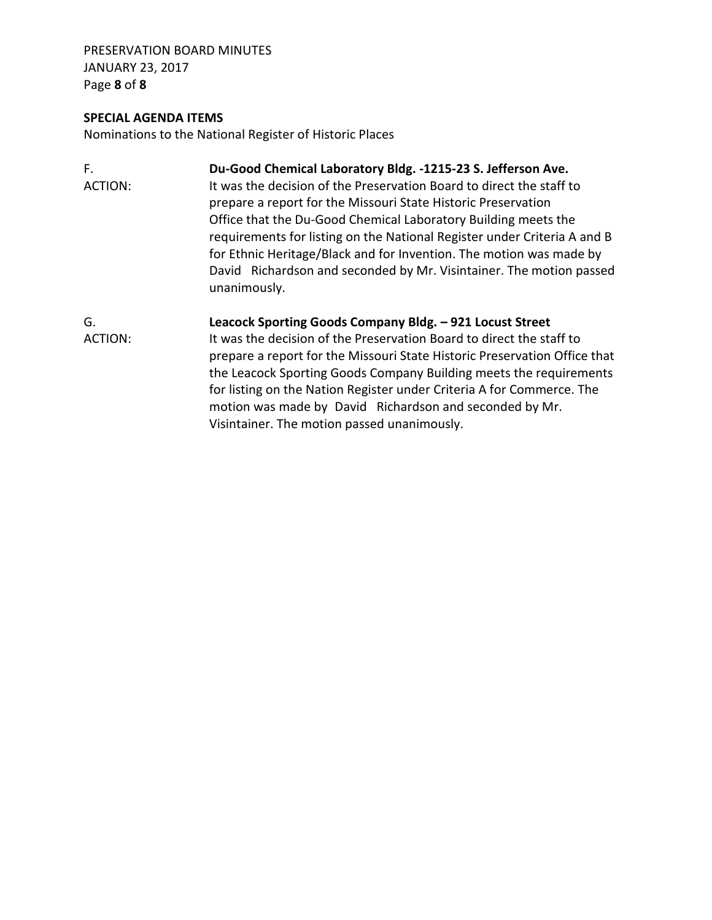**SPECIAL AGENDA ITEMS**

Nominations to the National Register of Historic Places

F. **Du-Good Chemical Laboratory Bldg. -1215-23 S. Jefferson Ave.**

ACTION: It was the decision of the Preservation Board to direct the staff to prepare a report for the Missouri State Historic Preservation Office that the Du-Good Chemical Laboratory Building meets the requirements for listing on the National Register under Criteria A and B for Ethnic Heritage/Black and for Invention. The motion was made by David Richardson and seconded by Mr. Visintainer. The motion passed unanimously.

G. **Leacock Sporting Goods Company Bldg. – 921 Locust Street**

ACTION: It was the decision of the Preservation Board to direct the staff to prepare a report for the Missouri State Historic Preservation Office that the Leacock Sporting Goods Company Building meets the requirements for listing on the Nation Register under Criteria A for Commerce. The motion was made by David Richardson and seconded by Mr. Visintainer. The motion passed unanimously.